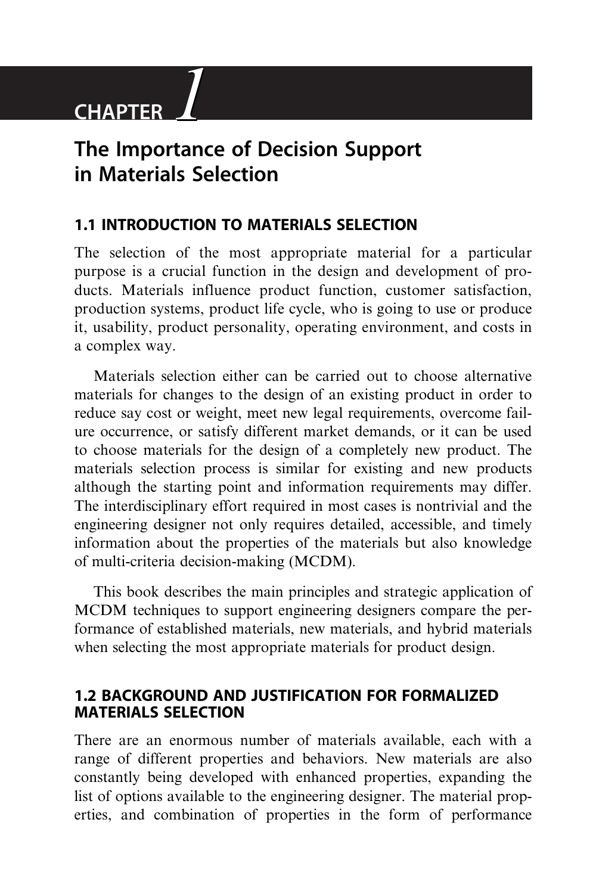# CHAPTER 1

# The Importance of Decision Support in Materials Selection

## 1.1 INTRODUCTION TO MATERIALS SELECTION

The selection of the most appropriate material for a particular purpose is a crucial function in the design and development of products. Materials influence product function, customer satisfaction, production systems, product life cycle, who is going to use or produce it, usability, product personality, operating environment, and costs in a complex way.

Materials selection either can be carried out to choose alternative materials for changes to the design of an existing product in order to reduce say cost or weight, meet new legal requirements, overcome failure occurrence, or satisfy different market demands, or it can be used to choose materials for the design of a completely new product. The materials selection process is similar for existing and new products although the starting point and information requirements may differ. The interdisciplinary effort required in most cases is nontrivial and the engineering designer not only requires detailed, accessible, and timely information about the properties of the materials but also knowledge of multi-criteria decision-making (MCDM).

This book describes the main principles and strategic application of MCDM techniques to support engineering designers compare the performance of established materials, new materials, and hybrid materials when selecting the most appropriate materials for product design.

## 1.2 BACKGROUND AND JUSTIFICATION FOR FORMALIZED MATERIALS SELECTION

There are an enormous number of materials available, each with a range of different properties and behaviors. New materials are also constantly being developed with enhanced properties, expanding the list of options available to the engineering designer. The material properties, and combination of properties in the form of performance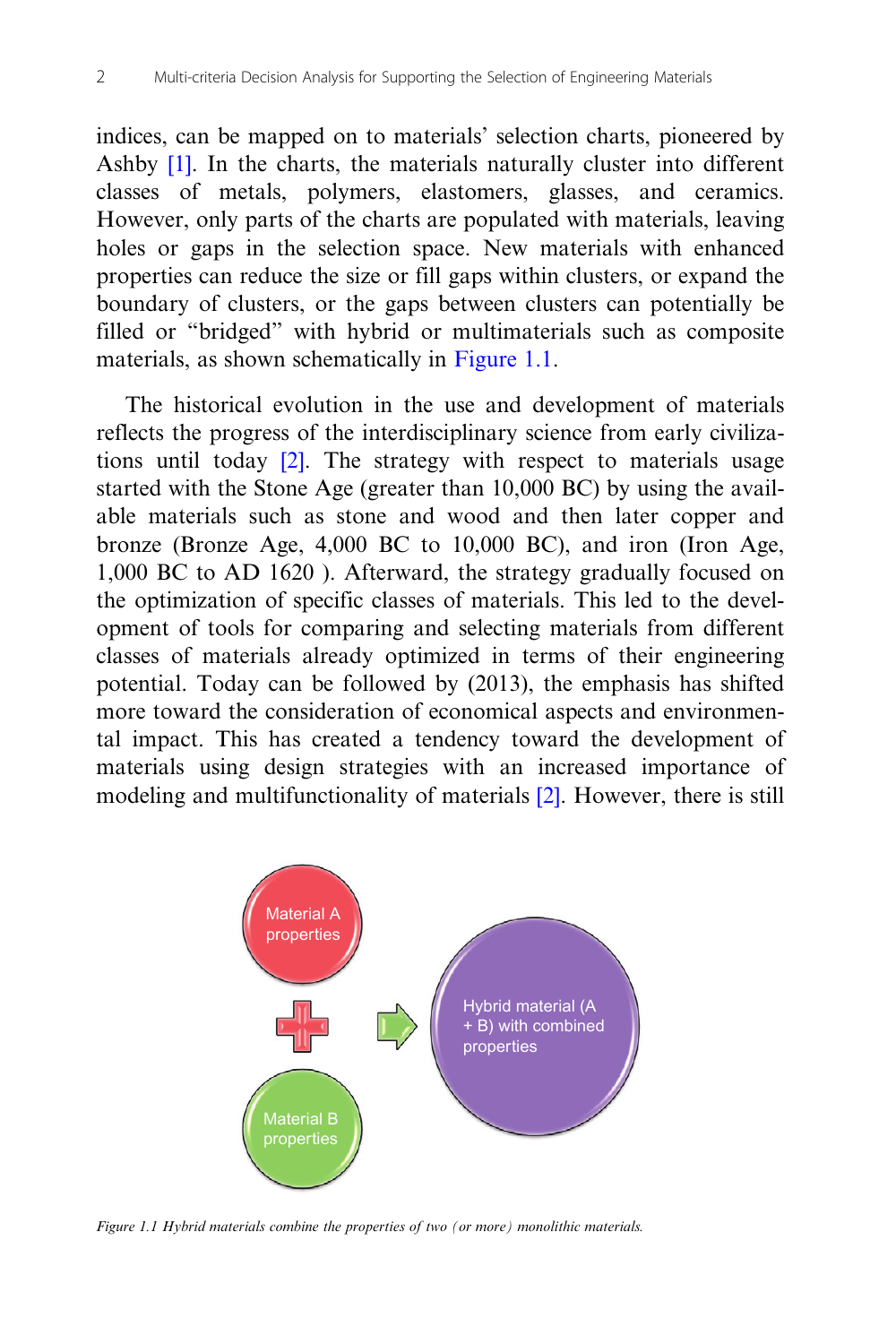indices, can be mapped on to materials' selection charts, pioneered by Ashby [1]. In the charts, the materials naturally cluster into different classes of metals, polymers, elastomers, glasses, and ceramics. However, only parts of the charts are populated with materials, leaving holes or gaps in the selection space. New materials with enhanced properties can reduce the size or fill gaps within clusters, or expand the boundary of clusters, or the gaps between clusters can potentially be filled or "bridged" with hybrid or multimaterials such as composite materials, as shown schematically in Figure 1.1.

The historical evolution in the use and development of materials reflects the progress of the interdisciplinary science from early civilizations until today [2]. The strategy with respect to materials usage started with the Stone Age (greater than 10,000 BC) by using the available materials such as stone and wood and then later copper and bronze (Bronze Age, 4,000 BC to 10,000 BC), and iron (Iron Age, 1,000 BC to AD 1620 ). Afterward, the strategy gradually focused on the optimization of specific classes of materials. This led to the development of tools for comparing and selecting materials from different classes of materials already optimized in terms of their engineering potential. Today can be followed by (2013), the emphasis has shifted more toward the consideration of economical aspects and environmental impact. This has created a tendency toward the development of materials using design strategies with an increased importance of modeling and multifunctionality of materials [2]. However, there is still

Material A properties

Material B properties

Hybrid material (A + B) with combined properties

*Figure 1.1 Hybrid materials combine the properties of two (or more) monolithic materials.*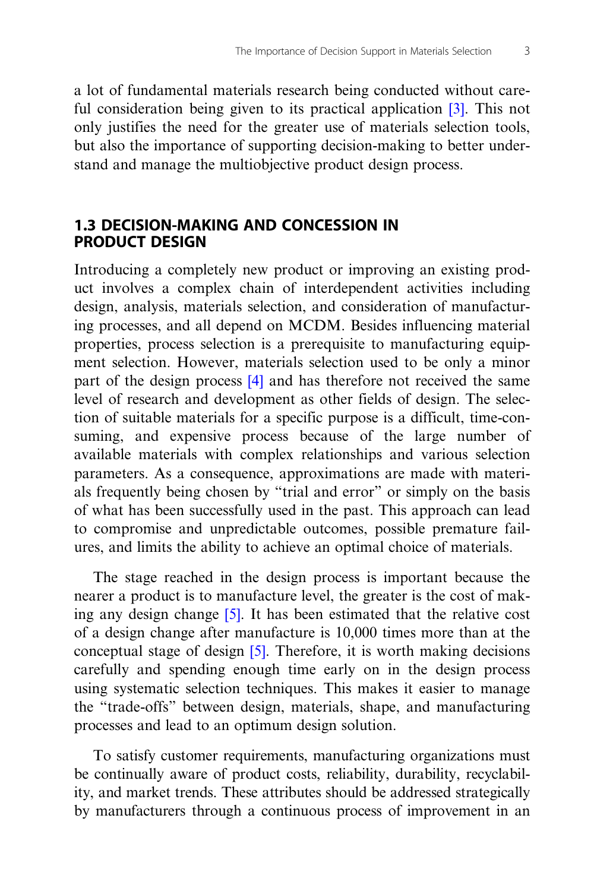a lot of fundamental materials research being conducted without careful consideration being given to its practical application [3]. This not only justifies the need for the greater use of materials selection tools, but also the importance of supporting decision-making to better understand and manage the multiobjective product design process.

## 1.3 DECISION-MAKING AND CONCESSION IN PRODUCT DESIGN

Introducing a completely new product or improving an existing product involves a complex chain of interdependent activities including design, analysis, materials selection, and consideration of manufacturing processes, and all depend on MCDM. Besides influencing material properties, process selection is a prerequisite to manufacturing equipment selection. However, materials selection used to be only a minor part of the design process [4] and has therefore not received the same level of research and development as other fields of design. The selection of suitable materials for a specific purpose is a difficult, time-consuming, and expensive process because of the large number of available materials with complex relationships and various selection parameters. As a consequence, approximations are made with materials frequently being chosen by "trial and error" or simply on the basis of what has been successfully used in the past. This approach can lead to compromise and unpredictable outcomes, possible premature failures, and limits the ability to achieve an optimal choice of materials.

The stage reached in the design process is important because the nearer a product is to manufacture level, the greater is the cost of making any design change [5]. It has been estimated that the relative cost of a design change after manufacture is 10,000 times more than at the conceptual stage of design [5]. Therefore, it is worth making decisions carefully and spending enough time early on in the design process using systematic selection techniques. This makes it easier to manage the "trade-offs" between design, materials, shape, and manufacturing processes and lead to an optimum design solution.

To satisfy customer requirements, manufacturing organizations must be continually aware of product costs, reliability, durability, recyclability, and market trends. These attributes should be addressed strategically by manufacturers through a continuous process of improvement in an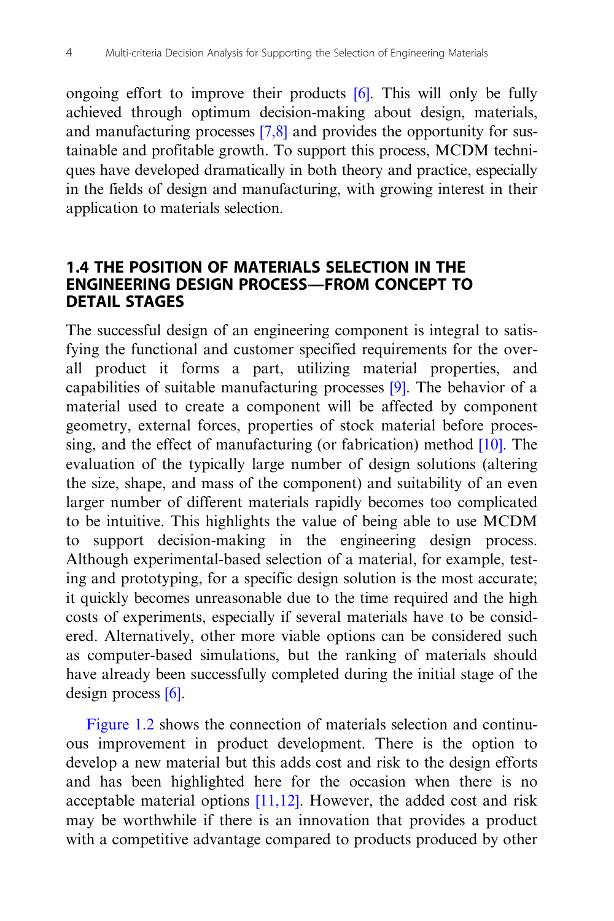ongoing effort to improve their products [6]. This will only be fully achieved through optimum decision-making about design, materials, and manufacturing processes [7,8] and provides the opportunity for sustainable and profitable growth. To support this process, MCDM techniques have developed dramatically in both theory and practice, especially in the fields of design and manufacturing, with growing interest in their application to materials selection.

## 1.4 THE POSITION OF MATERIALS SELECTION IN THE ENGINEERING DESIGN PROCESS—FROM CONCEPT TO DETAIL STAGES

The successful design of an engineering component is integral to satisfying the functional and customer specified requirements for the overall product it forms a part, utilizing material properties, and capabilities of suitable manufacturing processes [9]. The behavior of a material used to create a component will be affected by component geometry, external forces, properties of stock material before processing, and the effect of manufacturing (or fabrication) method [10]. The evaluation of the typically large number of design solutions (altering the size, shape, and mass of the component) and suitability of an even larger number of different materials rapidly becomes too complicated to be intuitive. This highlights the value of being able to use MCDM to support decision-making in the engineering design process. Although experimental-based selection of a material, for example, testing and prototyping, for a specific design solution is the most accurate; it quickly becomes unreasonable due to the time required and the high costs of experiments, especially if several materials have to be considered. Alternatively, other more viable options can be considered such as computer-based simulations, but the ranking of materials should have already been successfully completed during the initial stage of the design process [6].

Figure 1.2 shows the connection of materials selection and continuous improvement in product development. There is the option to develop a new material but this adds cost and risk to the design efforts and has been highlighted here for the occasion when there is no acceptable material options [11,12]. However, the added cost and risk may be worthwhile if there is an innovation that provides a product with a competitive advantage compared to products produced by other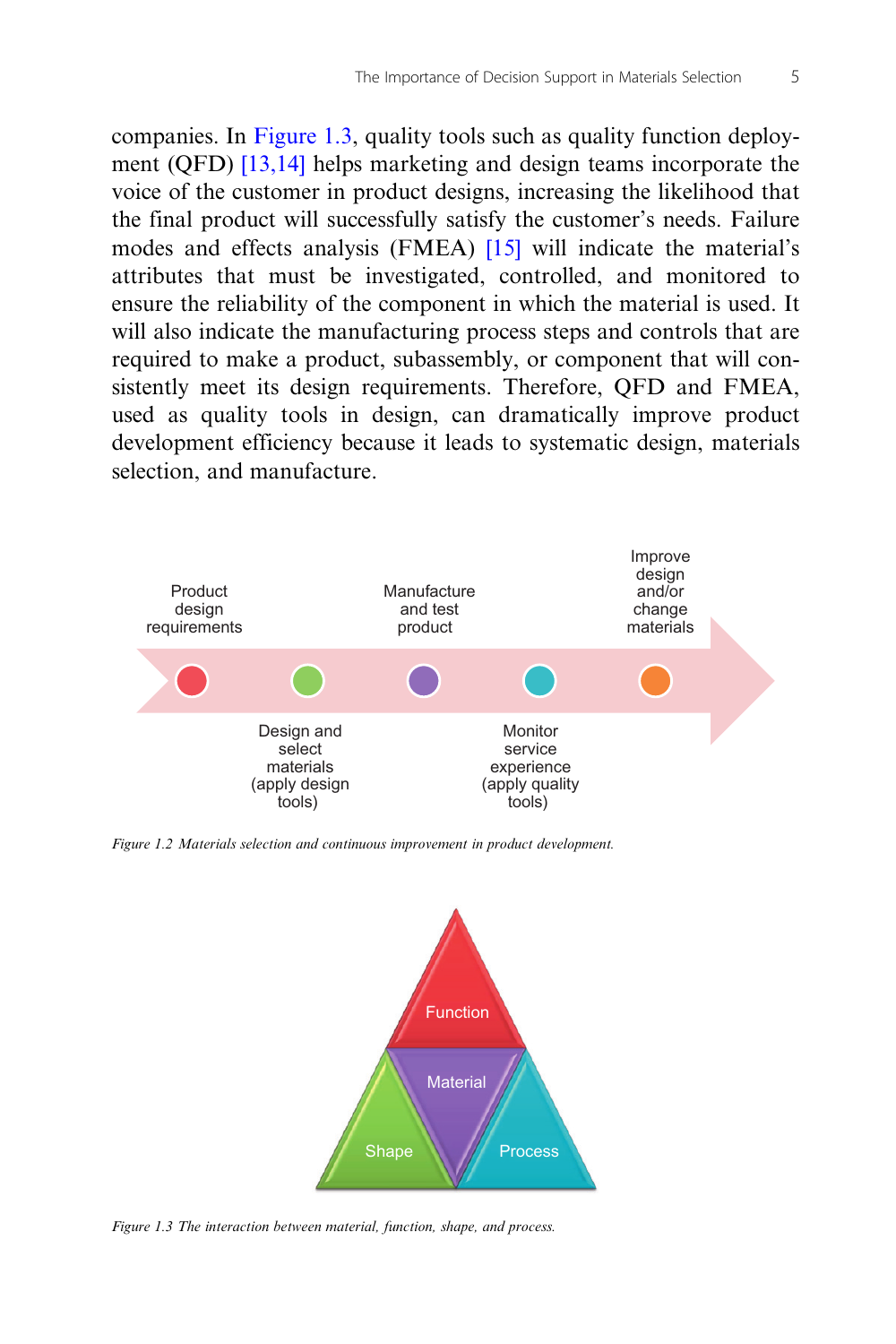companies. In Figure 1.3, quality tools such as quality function deployment (QFD) [13,14] helps marketing and design teams incorporate the voice of the customer in product designs, increasing the likelihood that the final product will successfully satisfy the customer's needs. Failure modes and effects analysis (FMEA) [15] will indicate the material's attributes that must be investigated, controlled, and monitored to ensure the reliability of the component in which the material is used. It will also indicate the manufacturing process steps and controls that are required to make a product, subassembly, or component that will consistently meet its design requirements. Therefore, QFD and FMEA, used as quality tools in design, can dramatically improve product development efficiency because it leads to systematic design, materials selection, and manufacture.

Product design requirements — Design and select materials (apply design tools) — Manufacture and test product — Monitor service experience (apply quality tools) — Improve design and/or change materials

*Figure 1.2 Materials selection and continuous improvement in product development.*

Function — Material — Shape — Process

*Figure 1.3 The interaction between material, function, shape, and process.*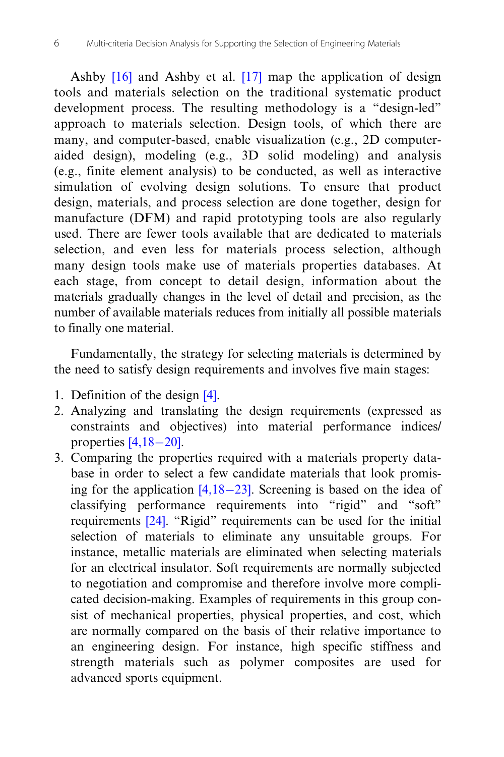Ashby [16] and Ashby et al. [17] map the application of design tools and materials selection on the traditional systematic product development process. The resulting methodology is a "design-led" approach to materials selection. Design tools, of which there are many, and computer-based, enable visualization (e.g., 2D computer-aided design), modeling (e.g., 3D solid modeling) and analysis (e.g., finite element analysis) to be conducted, as well as interactive simulation of evolving design solutions. To ensure that product design, materials, and process selection are done together, design for manufacture (DFM) and rapid prototyping tools are also regularly used. There are fewer tools available that are dedicated to materials selection, and even less for materials process selection, although many design tools make use of materials properties databases. At each stage, from concept to detail design, information about the materials gradually changes in the level of detail and precision, as the number of available materials reduces from initially all possible materials to finally one material.

Fundamentally, the strategy for selecting materials is determined by the need to satisfy design requirements and involves five main stages:

1. Definition of the design [4].
2. Analyzing and translating the design requirements (expressed as constraints and objectives) into material performance indices/properties [4,18–20].
3. Comparing the properties required with a materials property database in order to select a few candidate materials that look promising for the application [4,18–23]. Screening is based on the idea of classifying performance requirements into "rigid" and "soft" requirements [24]. "Rigid" requirements can be used for the initial selection of materials to eliminate any unsuitable groups. For instance, metallic materials are eliminated when selecting materials for an electrical insulator. Soft requirements are normally subjected to negotiation and compromise and therefore involve more complicated decision-making. Examples of requirements in this group consist of mechanical properties, physical properties, and cost, which are normally compared on the basis of their relative importance to an engineering design. For instance, high specific stiffness and strength materials such as polymer composites are used for advanced sports equipment.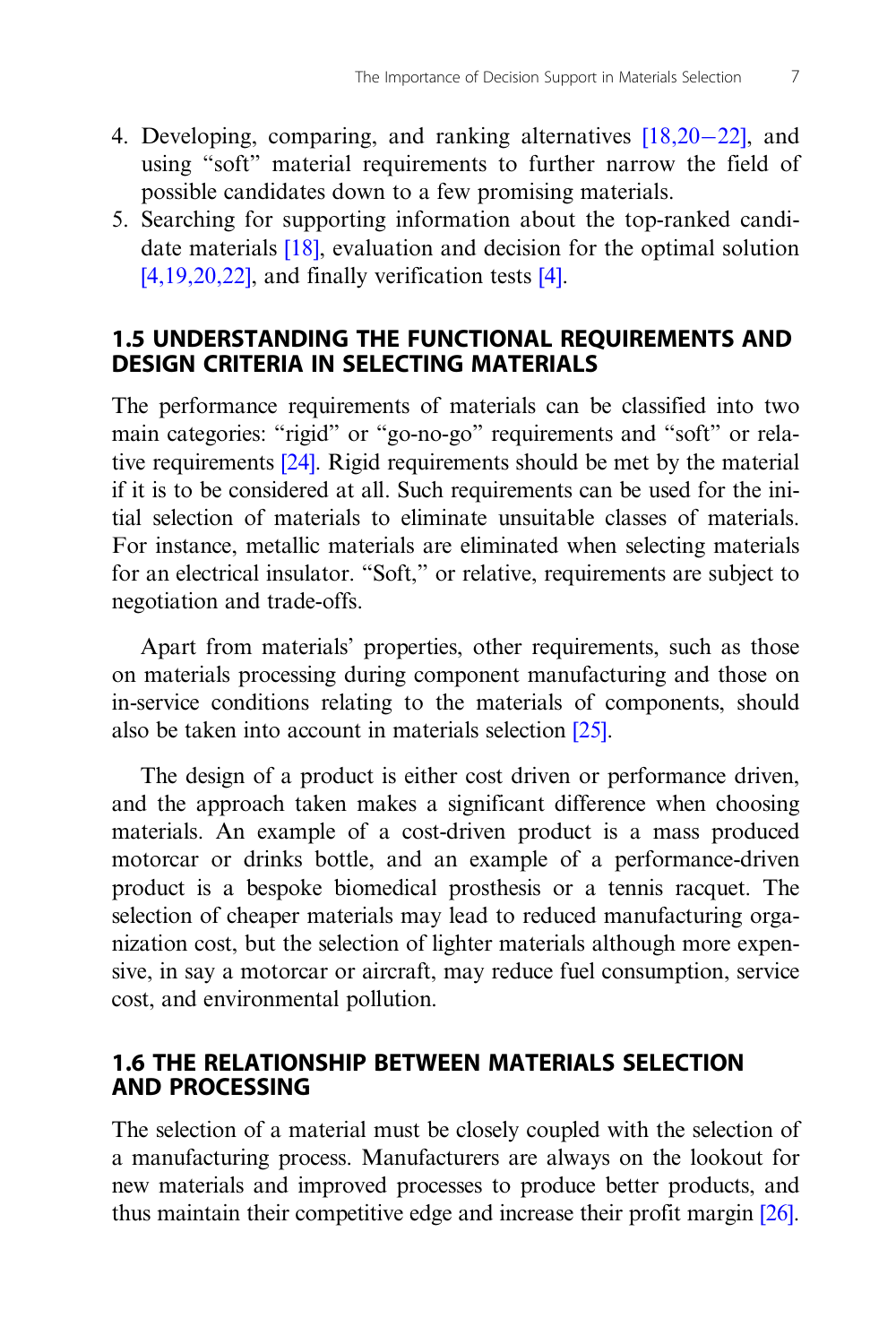4. Developing, comparing, and ranking alternatives [18,20–22], and using "soft" material requirements to further narrow the field of possible candidates down to a few promising materials.
5. Searching for supporting information about the top-ranked candidate materials [18], evaluation and decision for the optimal solution [4,19,20,22], and finally verification tests [4].

## 1.5 UNDERSTANDING THE FUNCTIONAL REQUIREMENTS AND DESIGN CRITERIA IN SELECTING MATERIALS

The performance requirements of materials can be classified into two main categories: "rigid" or "go-no-go" requirements and "soft" or relative requirements [24]. Rigid requirements should be met by the material if it is to be considered at all. Such requirements can be used for the initial selection of materials to eliminate unsuitable classes of materials. For instance, metallic materials are eliminated when selecting materials for an electrical insulator. "Soft," or relative, requirements are subject to negotiation and trade-offs.

Apart from materials' properties, other requirements, such as those on materials processing during component manufacturing and those on in-service conditions relating to the materials of components, should also be taken into account in materials selection [25].

The design of a product is either cost driven or performance driven, and the approach taken makes a significant difference when choosing materials. An example of a cost-driven product is a mass produced motorcar or drinks bottle, and an example of a performance-driven product is a bespoke biomedical prosthesis or a tennis racquet. The selection of cheaper materials may lead to reduced manufacturing organization cost, but the selection of lighter materials although more expensive, in say a motorcar or aircraft, may reduce fuel consumption, service cost, and environmental pollution.

## 1.6 THE RELATIONSHIP BETWEEN MATERIALS SELECTION AND PROCESSING

The selection of a material must be closely coupled with the selection of a manufacturing process. Manufacturers are always on the lookout for new materials and improved processes to produce better products, and thus maintain their competitive edge and increase their profit margin [26].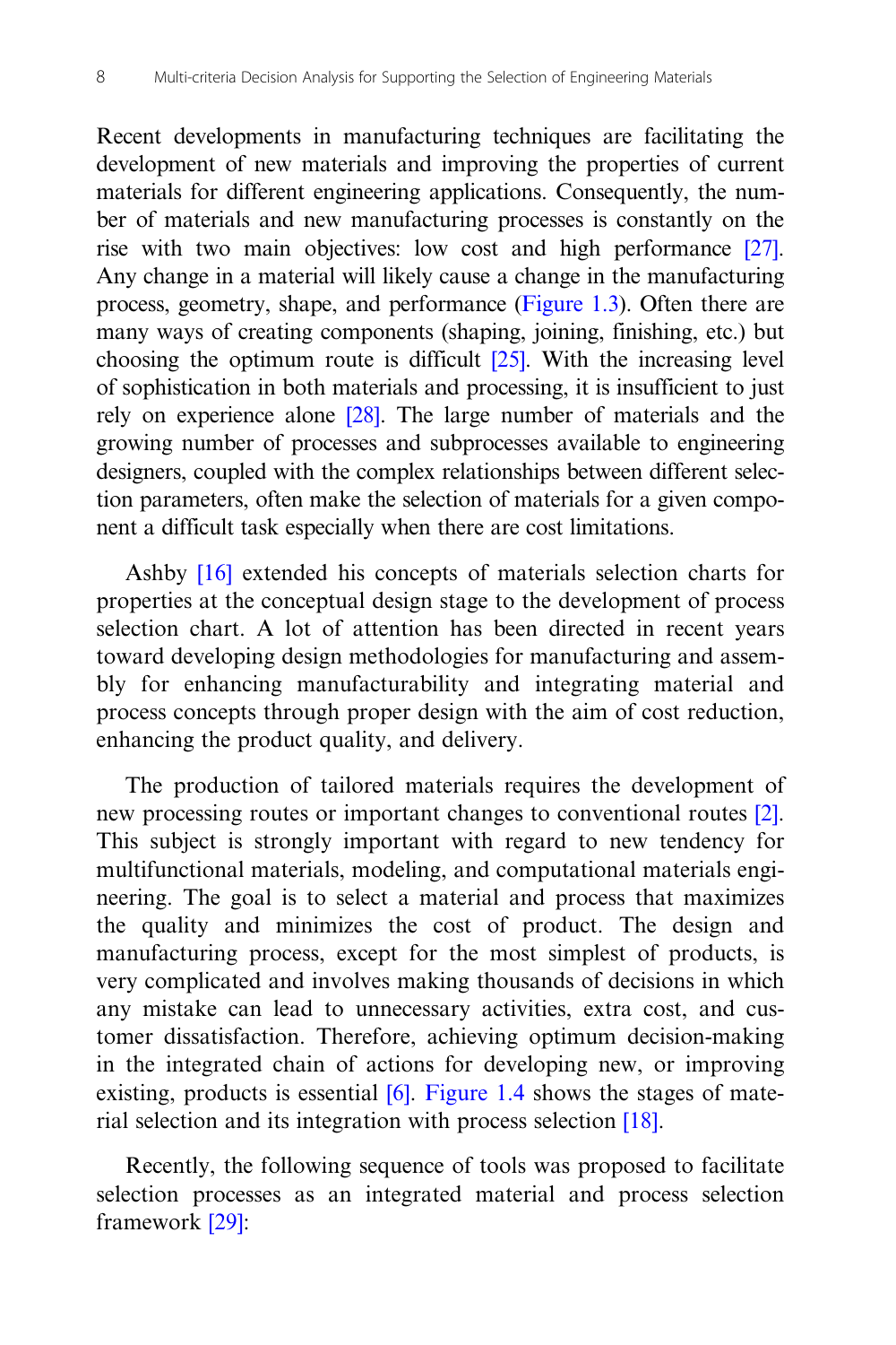Recent developments in manufacturing techniques are facilitating the development of new materials and improving the properties of current materials for different engineering applications. Consequently, the number of materials and new manufacturing processes is constantly on the rise with two main objectives: low cost and high performance [27]. Any change in a material will likely cause a change in the manufacturing process, geometry, shape, and performance (Figure 1.3). Often there are many ways of creating components (shaping, joining, finishing, etc.) but choosing the optimum route is difficult [25]. With the increasing level of sophistication in both materials and processing, it is insufficient to just rely on experience alone [28]. The large number of materials and the growing number of processes and subprocesses available to engineering designers, coupled with the complex relationships between different selection parameters, often make the selection of materials for a given component a difficult task especially when there are cost limitations.

Ashby [16] extended his concepts of materials selection charts for properties at the conceptual design stage to the development of process selection chart. A lot of attention has been directed in recent years toward developing design methodologies for manufacturing and assembly for enhancing manufacturability and integrating material and process concepts through proper design with the aim of cost reduction, enhancing the product quality, and delivery.

The production of tailored materials requires the development of new processing routes or important changes to conventional routes [2]. This subject is strongly important with regard to new tendency for multifunctional materials, modeling, and computational materials engineering. The goal is to select a material and process that maximizes the quality and minimizes the cost of product. The design and manufacturing process, except for the most simplest of products, is very complicated and involves making thousands of decisions in which any mistake can lead to unnecessary activities, extra cost, and customer dissatisfaction. Therefore, achieving optimum decision-making in the integrated chain of actions for developing new, or improving existing, products is essential [6]. Figure 1.4 shows the stages of material selection and its integration with process selection [18].

Recently, the following sequence of tools was proposed to facilitate selection processes as an integrated material and process selection framework [29]: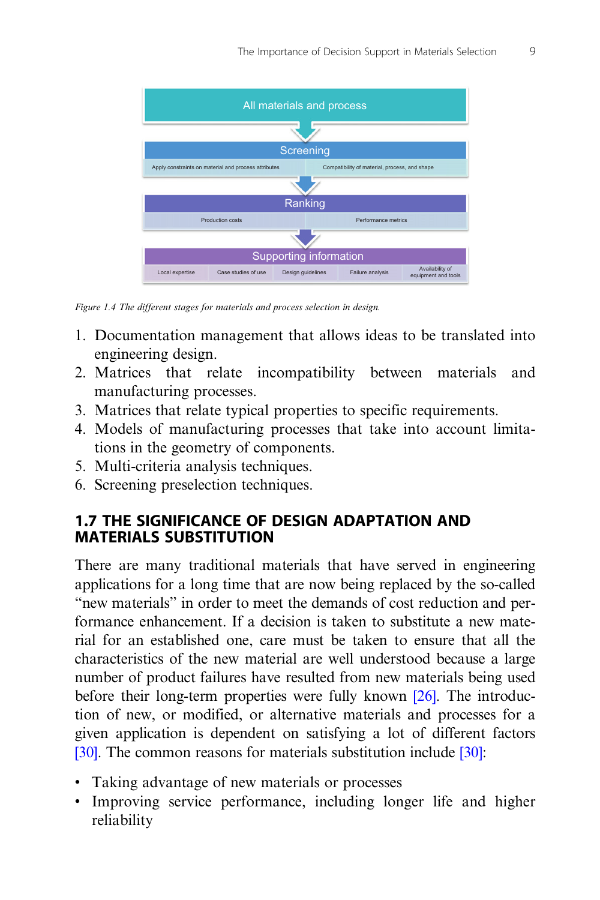All materials and process

Screening

Apply constraints on material and process attributes | Compatibility of material, process, and shape

Ranking

Production costs | Performance metrics

Supporting information

Local expertise | Case studies of use | Design guidelines | Failure analysis | Availability of equipment and tools

*Figure 1.4 The different stages for materials and process selection in design.*

1. Documentation management that allows ideas to be translated into engineering design.
2. Matrices that relate incompatibility between materials and manufacturing processes.
3. Matrices that relate typical properties to specific requirements.
4. Models of manufacturing processes that take into account limitations in the geometry of components.
5. Multi-criteria analysis techniques.
6. Screening preselection techniques.

## 1.7 THE SIGNIFICANCE OF DESIGN ADAPTATION AND MATERIALS SUBSTITUTION

There are many traditional materials that have served in engineering applications for a long time that are now being replaced by the so-called "new materials" in order to meet the demands of cost reduction and performance enhancement. If a decision is taken to substitute a new material for an established one, care must be taken to ensure that all the characteristics of the new material are well understood because a large number of product failures have resulted from new materials being used before their long-term properties were fully known [26]. The introduction of new, or modified, or alternative materials and processes for a given application is dependent on satisfying a lot of different factors [30]. The common reasons for materials substitution include [30]:

- Taking advantage of new materials or processes
- Improving service performance, including longer life and higher reliability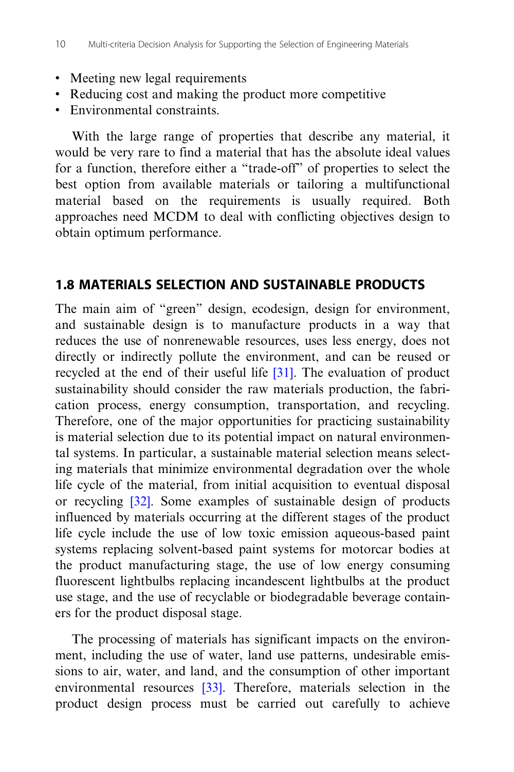- Meeting new legal requirements
- Reducing cost and making the product more competitive
- Environmental constraints.

With the large range of properties that describe any material, it would be very rare to find a material that has the absolute ideal values for a function, therefore either a "trade-off" of properties to select the best option from available materials or tailoring a multifunctional material based on the requirements is usually required. Both approaches need MCDM to deal with conflicting objectives design to obtain optimum performance.

## 1.8 MATERIALS SELECTION AND SUSTAINABLE PRODUCTS

The main aim of "green" design, ecodesign, design for environment, and sustainable design is to manufacture products in a way that reduces the use of nonrenewable resources, uses less energy, does not directly or indirectly pollute the environment, and can be reused or recycled at the end of their useful life [31]. The evaluation of product sustainability should consider the raw materials production, the fabrication process, energy consumption, transportation, and recycling. Therefore, one of the major opportunities for practicing sustainability is material selection due to its potential impact on natural environmental systems. In particular, a sustainable material selection means selecting materials that minimize environmental degradation over the whole life cycle of the material, from initial acquisition to eventual disposal or recycling [32]. Some examples of sustainable design of products influenced by materials occurring at the different stages of the product life cycle include the use of low toxic emission aqueous-based paint systems replacing solvent-based paint systems for motorcar bodies at the product manufacturing stage, the use of low energy consuming fluorescent lightbulbs replacing incandescent lightbulbs at the product use stage, and the use of recyclable or biodegradable beverage containers for the product disposal stage.

The processing of materials has significant impacts on the environment, including the use of water, land use patterns, undesirable emissions to air, water, and land, and the consumption of other important environmental resources [33]. Therefore, materials selection in the product design process must be carried out carefully to achieve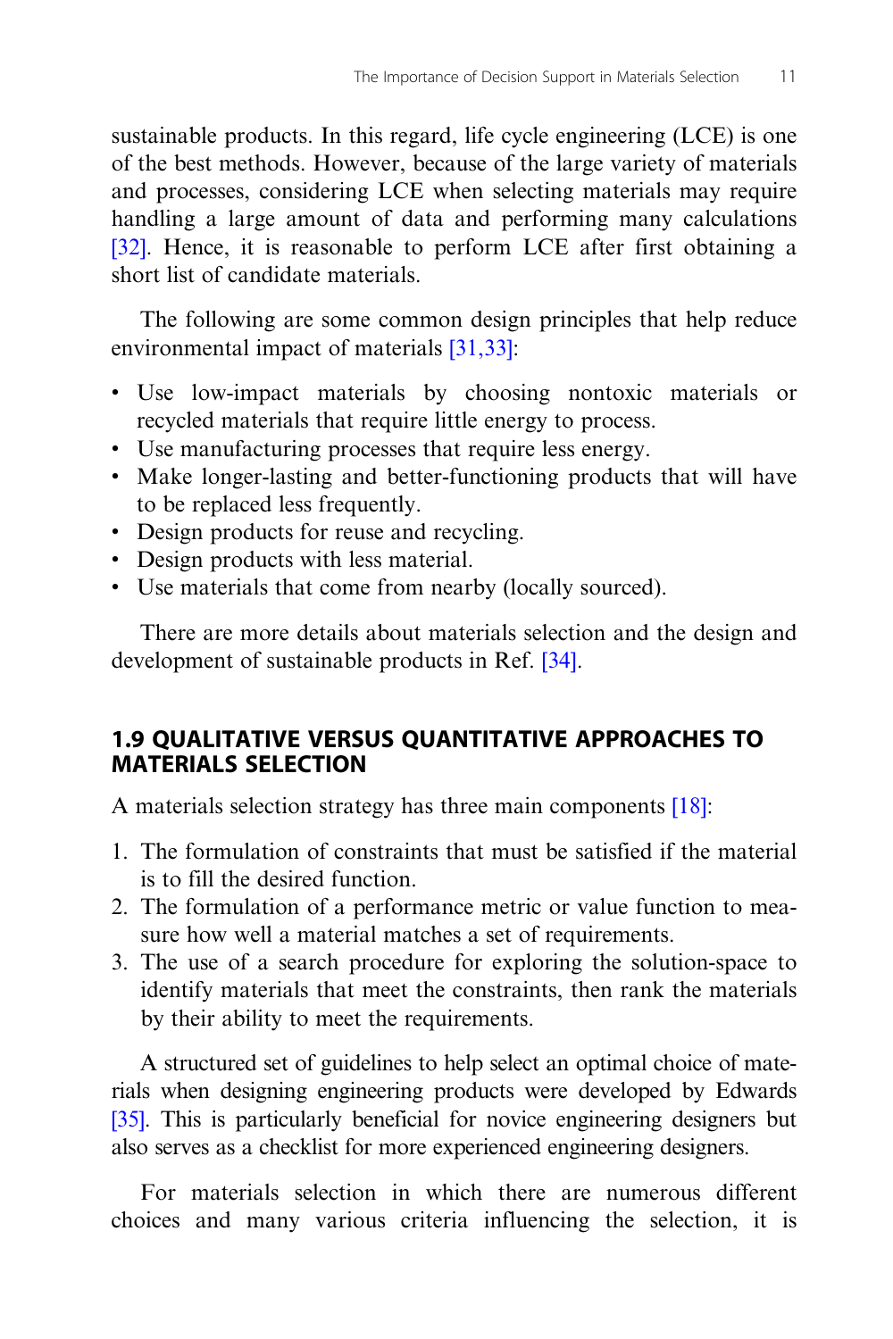sustainable products. In this regard, life cycle engineering (LCE) is one of the best methods. However, because of the large variety of materials and processes, considering LCE when selecting materials may require handling a large amount of data and performing many calculations [32]. Hence, it is reasonable to perform LCE after first obtaining a short list of candidate materials.

The following are some common design principles that help reduce environmental impact of materials [31,33]:

- Use low-impact materials by choosing nontoxic materials or recycled materials that require little energy to process.
- Use manufacturing processes that require less energy.
- Make longer-lasting and better-functioning products that will have to be replaced less frequently.
- Design products for reuse and recycling.
- Design products with less material.
- Use materials that come from nearby (locally sourced).

There are more details about materials selection and the design and development of sustainable products in Ref. [34].

## 1.9 QUALITATIVE VERSUS QUANTITATIVE APPROACHES TO MATERIALS SELECTION

A materials selection strategy has three main components [18]:

1. The formulation of constraints that must be satisfied if the material is to fill the desired function.
2. The formulation of a performance metric or value function to measure how well a material matches a set of requirements.
3. The use of a search procedure for exploring the solution-space to identify materials that meet the constraints, then rank the materials by their ability to meet the requirements.

A structured set of guidelines to help select an optimal choice of materials when designing engineering products were developed by Edwards [35]. This is particularly beneficial for novice engineering designers but also serves as a checklist for more experienced engineering designers.

For materials selection in which there are numerous different choices and many various criteria influencing the selection, it is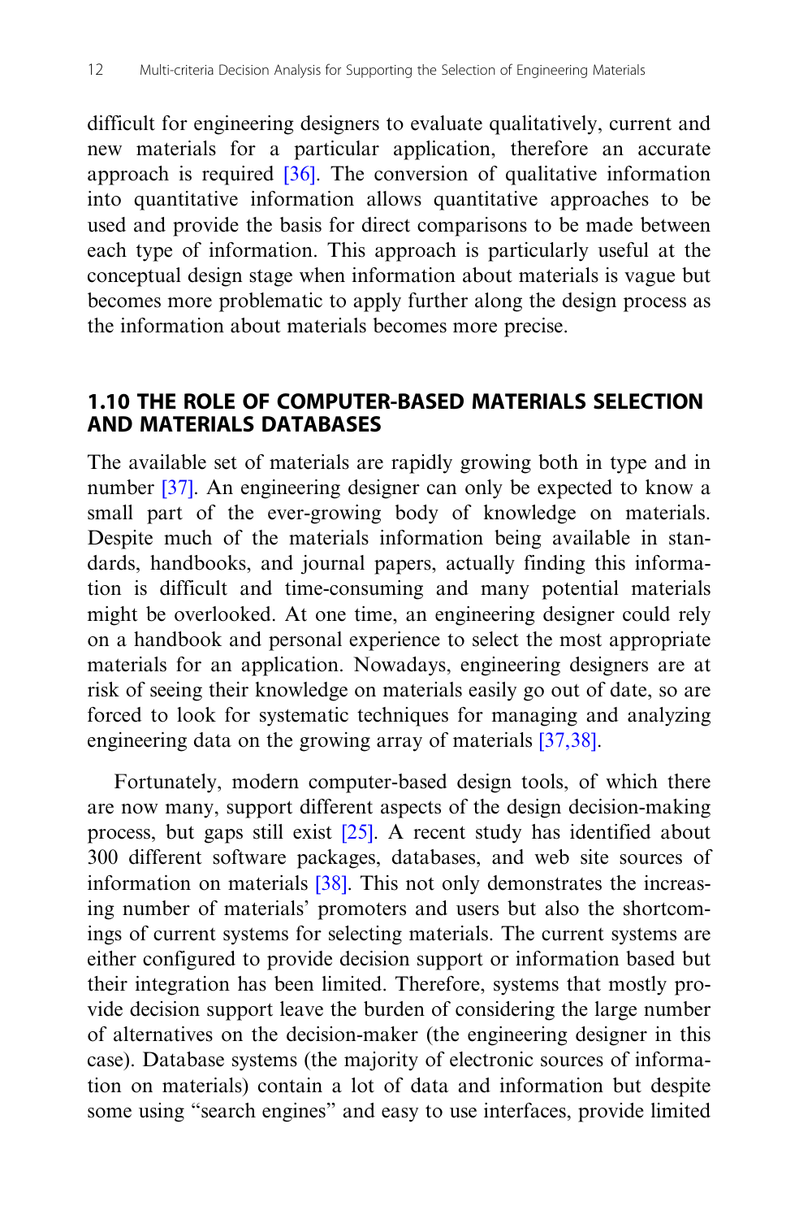difficult for engineering designers to evaluate qualitatively, current and new materials for a particular application, therefore an accurate approach is required [36]. The conversion of qualitative information into quantitative information allows quantitative approaches to be used and provide the basis for direct comparisons to be made between each type of information. This approach is particularly useful at the conceptual design stage when information about materials is vague but becomes more problematic to apply further along the design process as the information about materials becomes more precise.

## 1.10 THE ROLE OF COMPUTER-BASED MATERIALS SELECTION AND MATERIALS DATABASES

The available set of materials are rapidly growing both in type and in number [37]. An engineering designer can only be expected to know a small part of the ever-growing body of knowledge on materials. Despite much of the materials information being available in standards, handbooks, and journal papers, actually finding this information is difficult and time-consuming and many potential materials might be overlooked. At one time, an engineering designer could rely on a handbook and personal experience to select the most appropriate materials for an application. Nowadays, engineering designers are at risk of seeing their knowledge on materials easily go out of date, so are forced to look for systematic techniques for managing and analyzing engineering data on the growing array of materials [37,38].

Fortunately, modern computer-based design tools, of which there are now many, support different aspects of the design decision-making process, but gaps still exist [25]. A recent study has identified about 300 different software packages, databases, and web site sources of information on materials [38]. This not only demonstrates the increasing number of materials' promoters and users but also the shortcomings of current systems for selecting materials. The current systems are either configured to provide decision support or information based but their integration has been limited. Therefore, systems that mostly provide decision support leave the burden of considering the large number of alternatives on the decision-maker (the engineering designer in this case). Database systems (the majority of electronic sources of information on materials) contain a lot of data and information but despite some using "search engines" and easy to use interfaces, provide limited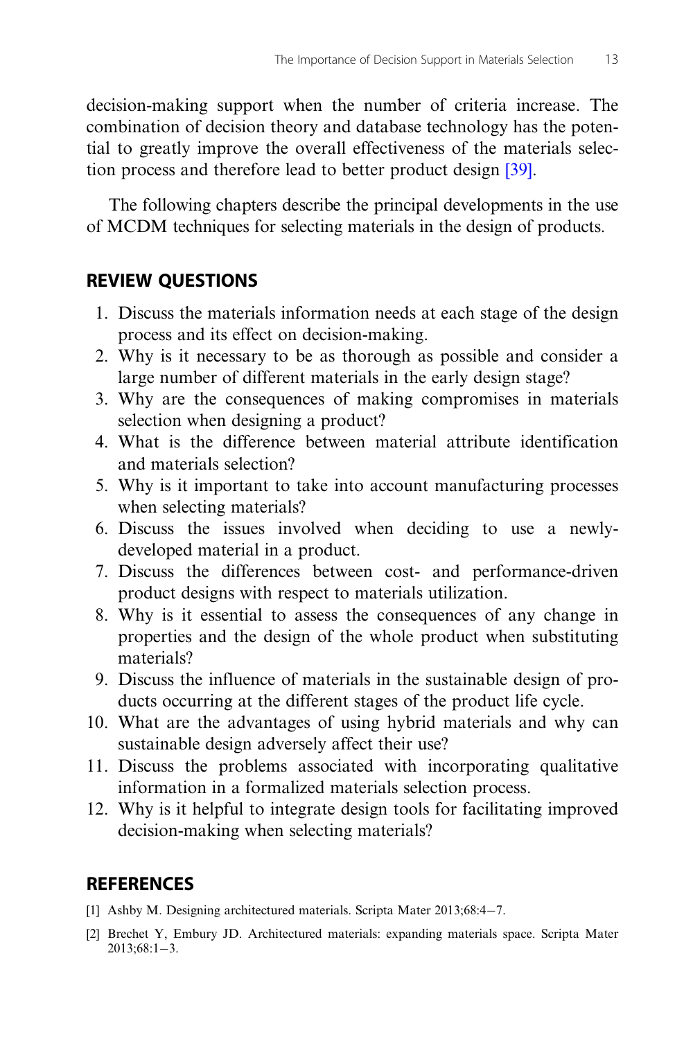decision-making support when the number of criteria increase. The combination of decision theory and database technology has the potential to greatly improve the overall effectiveness of the materials selection process and therefore lead to better product design [39].

The following chapters describe the principal developments in the use of MCDM techniques for selecting materials in the design of products.

## REVIEW QUESTIONS

1. Discuss the materials information needs at each stage of the design process and its effect on decision-making.
2. Why is it necessary to be as thorough as possible and consider a large number of different materials in the early design stage?
3. Why are the consequences of making compromises in materials selection when designing a product?
4. What is the difference between material attribute identification and materials selection?
5. Why is it important to take into account manufacturing processes when selecting materials?
6. Discuss the issues involved when deciding to use a newly-developed material in a product.
7. Discuss the differences between cost- and performance-driven product designs with respect to materials utilization.
8. Why is it essential to assess the consequences of any change in properties and the design of the whole product when substituting materials?
9. Discuss the influence of materials in the sustainable design of products occurring at the different stages of the product life cycle.
10. What are the advantages of using hybrid materials and why can sustainable design adversely affect their use?
11. Discuss the problems associated with incorporating qualitative information in a formalized materials selection process.
12. Why is it helpful to integrate design tools for facilitating improved decision-making when selecting materials?

## REFERENCES

[1] Ashby M. Designing architectured materials. Scripta Mater 2013;68:4−7.

[2] Brechet Y, Embury JD. Architectured materials: expanding materials space. Scripta Mater 2013;68:1−3.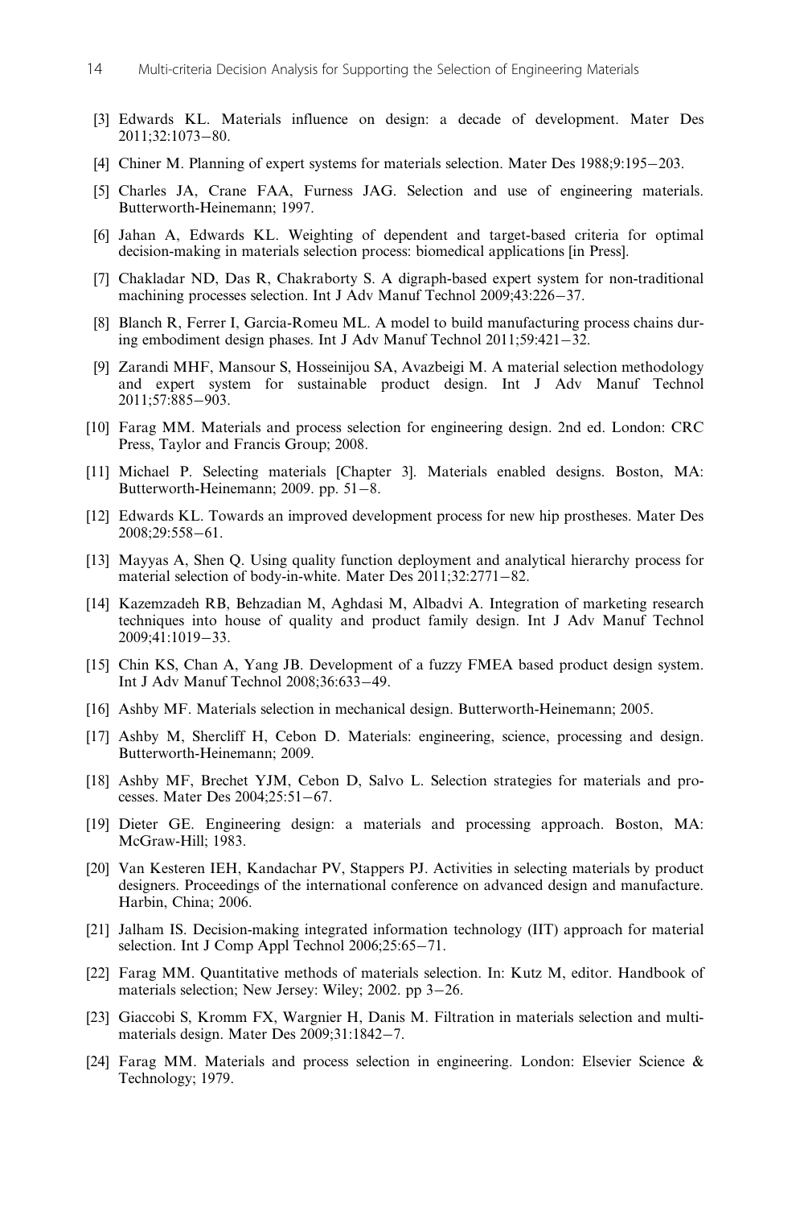[3] Edwards KL. Materials influence on design: a decade of development. Mater Des 2011;32:1073−80.

[4] Chiner M. Planning of expert systems for materials selection. Mater Des 1988;9:195−203.

[5] Charles JA, Crane FAA, Furness JAG. Selection and use of engineering materials. Butterworth-Heinemann; 1997.

[6] Jahan A, Edwards KL. Weighting of dependent and target-based criteria for optimal decision-making in materials selection process: biomedical applications [in Press].

[7] Chakladar ND, Das R, Chakraborty S. A digraph-based expert system for non-traditional machining processes selection. Int J Adv Manuf Technol 2009;43:226−37.

[8] Blanch R, Ferrer I, Garcia-Romeu ML. A model to build manufacturing process chains during embodiment design phases. Int J Adv Manuf Technol 2011;59:421−32.

[9] Zarandi MHF, Mansour S, Hosseinijou SA, Avazbeigi M. A material selection methodology and expert system for sustainable product design. Int J Adv Manuf Technol 2011;57:885−903.

[10] Farag MM. Materials and process selection for engineering design. 2nd ed. London: CRC Press, Taylor and Francis Group; 2008.

[11] Michael P. Selecting materials [Chapter 3]. Materials enabled designs. Boston, MA: Butterworth-Heinemann; 2009. pp. 51−8.

[12] Edwards KL. Towards an improved development process for new hip prostheses. Mater Des 2008;29:558−61.

[13] Mayyas A, Shen Q. Using quality function deployment and analytical hierarchy process for material selection of body-in-white. Mater Des 2011;32:2771−82.

[14] Kazemzadeh RB, Behzadian M, Aghdasi M, Albadvi A. Integration of marketing research techniques into house of quality and product family design. Int J Adv Manuf Technol 2009;41:1019−33.

[15] Chin KS, Chan A, Yang JB. Development of a fuzzy FMEA based product design system. Int J Adv Manuf Technol 2008;36:633−49.

[16] Ashby MF. Materials selection in mechanical design. Butterworth-Heinemann; 2005.

[17] Ashby M, Shercliff H, Cebon D. Materials: engineering, science, processing and design. Butterworth-Heinemann; 2009.

[18] Ashby MF, Brechet YJM, Cebon D, Salvo L. Selection strategies for materials and processes. Mater Des 2004;25:51−67.

[19] Dieter GE. Engineering design: a materials and processing approach. Boston, MA: McGraw-Hill; 1983.

[20] Van Kesteren IEH, Kandachar PV, Stappers PJ. Activities in selecting materials by product designers. Proceedings of the international conference on advanced design and manufacture. Harbin, China; 2006.

[21] Jalham IS. Decision-making integrated information technology (IIT) approach for material selection. Int J Comp Appl Technol 2006;25:65−71.

[22] Farag MM. Quantitative methods of materials selection. In: Kutz M, editor. Handbook of materials selection; New Jersey: Wiley; 2002. pp 3−26.

[23] Giaccobi S, Kromm FX, Wargnier H, Danis M. Filtration in materials selection and multi-materials design. Mater Des 2009;31:1842−7.

[24] Farag MM. Materials and process selection in engineering. London: Elsevier Science & Technology; 1979.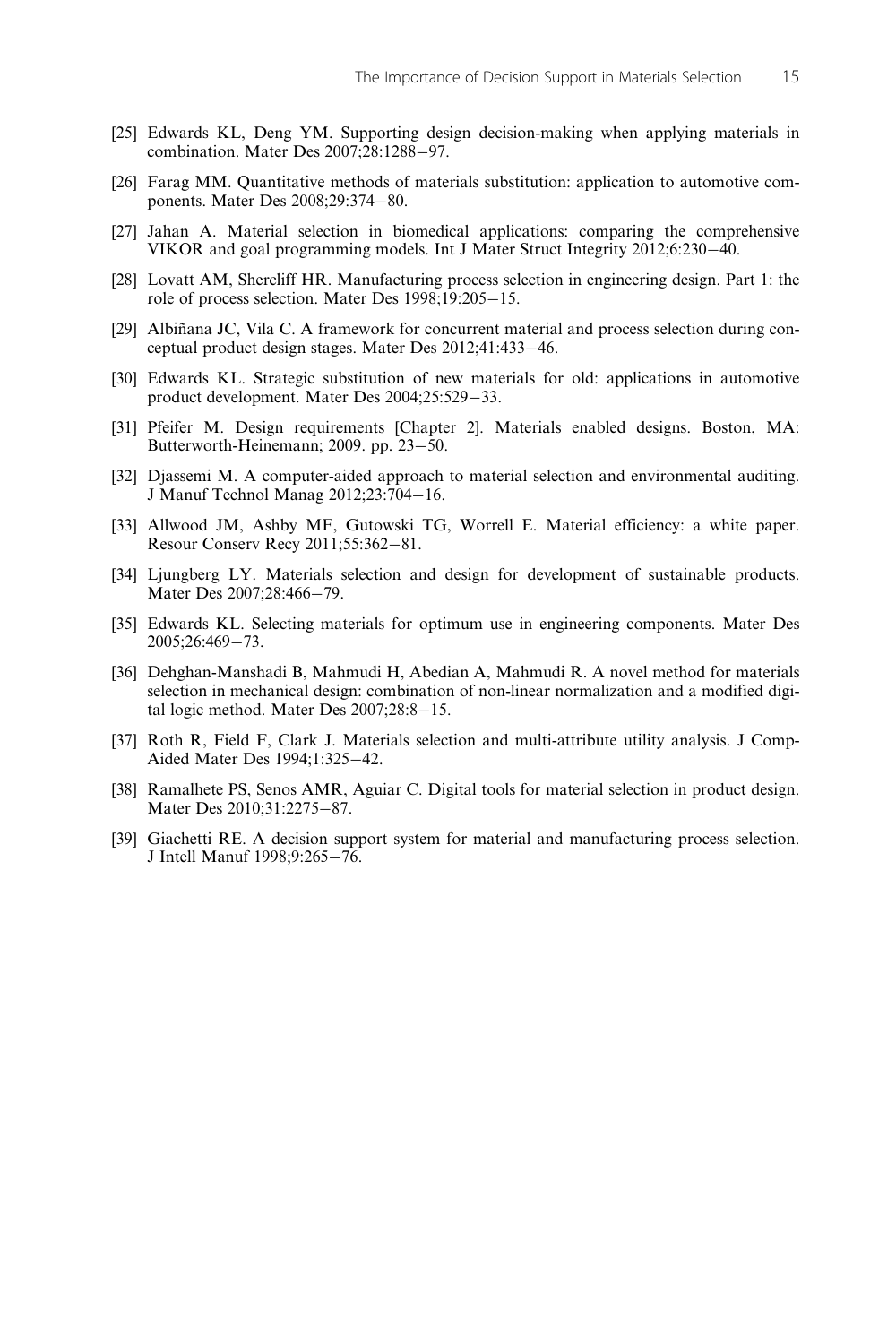[25] Edwards KL, Deng YM. Supporting design decision-making when applying materials in combination. Mater Des 2007;28:1288−97.

[26] Farag MM. Quantitative methods of materials substitution: application to automotive components. Mater Des 2008;29:374−80.

[27] Jahan A. Material selection in biomedical applications: comparing the comprehensive VIKOR and goal programming models. Int J Mater Struct Integrity 2012;6:230−40.

[28] Lovatt AM, Shercliff HR. Manufacturing process selection in engineering design. Part 1: the role of process selection. Mater Des 1998;19:205−15.

[29] Albiñana JC, Vila C. A framework for concurrent material and process selection during conceptual product design stages. Mater Des 2012;41:433−46.

[30] Edwards KL. Strategic substitution of new materials for old: applications in automotive product development. Mater Des 2004;25:529−33.

[31] Pfeifer M. Design requirements [Chapter 2]. Materials enabled designs. Boston, MA: Butterworth-Heinemann; 2009. pp. 23−50.

[32] Djassemi M. A computer-aided approach to material selection and environmental auditing. J Manuf Technol Manag 2012;23:704−16.

[33] Allwood JM, Ashby MF, Gutowski TG, Worrell E. Material efficiency: a white paper. Resour Conserv Recy 2011;55:362−81.

[34] Ljungberg LY. Materials selection and design for development of sustainable products. Mater Des 2007;28:466−79.

[35] Edwards KL. Selecting materials for optimum use in engineering components. Mater Des 2005;26:469−73.

[36] Dehghan-Manshadi B, Mahmudi H, Abedian A, Mahmudi R. A novel method for materials selection in mechanical design: combination of non-linear normalization and a modified digital logic method. Mater Des 2007;28:8−15.

[37] Roth R, Field F, Clark J. Materials selection and multi-attribute utility analysis. J Comp-Aided Mater Des 1994;1:325−42.

[38] Ramalhete PS, Senos AMR, Aguiar C. Digital tools for material selection in product design. Mater Des 2010;31:2275−87.

[39] Giachetti RE. A decision support system for material and manufacturing process selection. J Intell Manuf 1998;9:265−76.